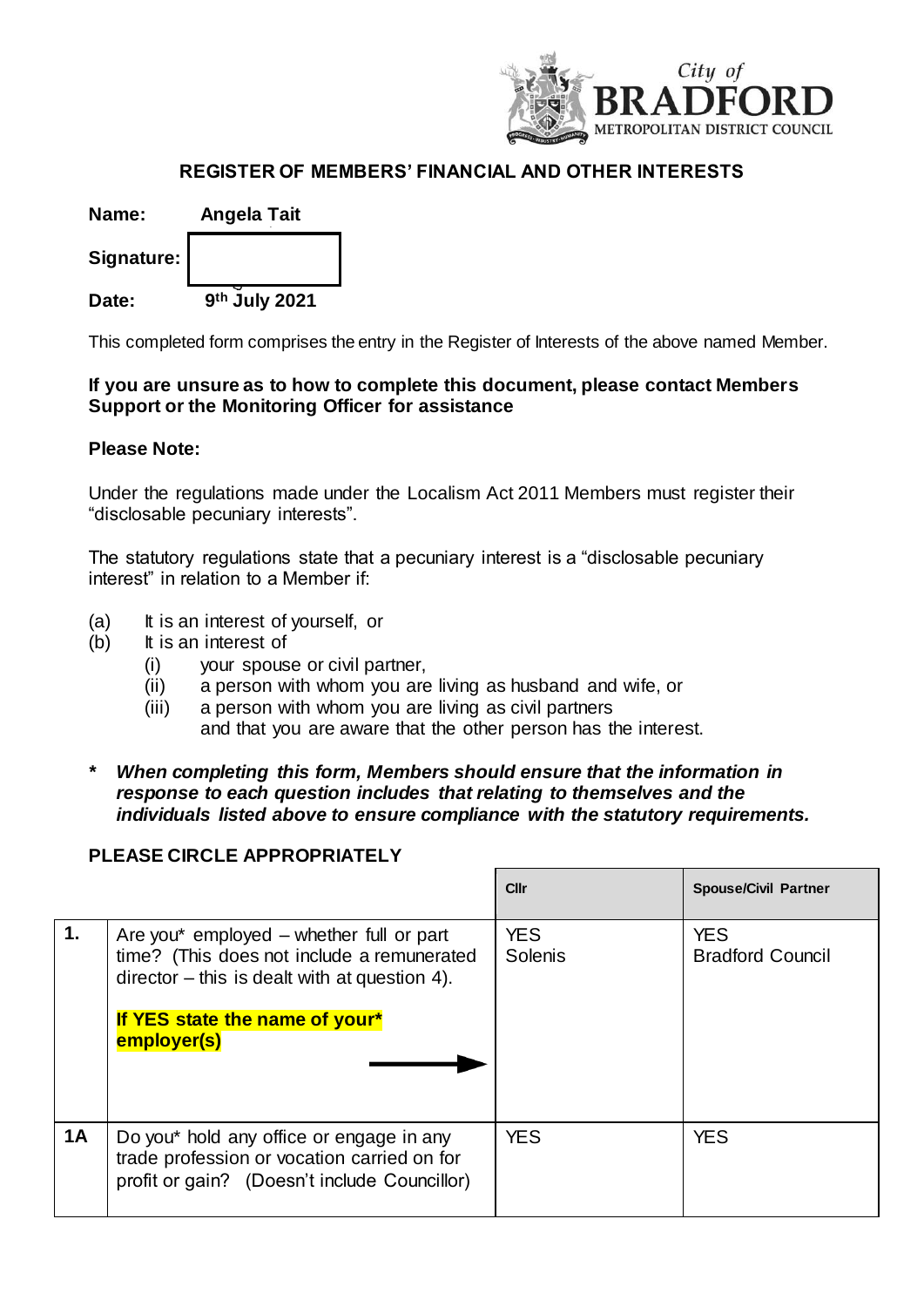City of BRADFORD METROPOLITAN DISTRICT COUNCIL

## REGISTER OF MEMBERS' FINANCIAL AND OTHER INTERESTS

**Name:** **Angela Tait**

**Signature:**

**Date:** **9th July 2021**

This completed form comprises the entry in the Register of Interests of the above named Member.

**If you are unsure as to how to complete this document, please contact Members Support or the Monitoring Officer for assistance**

**Please Note:**

Under the regulations made under the Localism Act 2011 Members must register their "disclosable pecuniary interests".

The statutory regulations state that a pecuniary interest is a "disclosable pecuniary interest" in relation to a Member if:

(a) It is an interest of yourself, or
(b) It is an interest of
 (i) your spouse or civil partner,
 (ii) a person with whom you are living as husband and wife, or
 (iii) a person with whom you are living as civil partners
 and that you are aware that the other person has the interest.

\* ***When completing this form, Members should ensure that the information in response to each question includes that relating to themselves and the individuals listed above to ensure compliance with the statutory requirements.***

**PLEASE CIRCLE APPROPRIATELY**

| | | Cllr | Spouse/Civil Partner |
|---|---|---|---|
| **1.** | Are you* employed – whether full or part time? (This does not include a remunerated director – this is dealt with at question 4).<br><br>**If YES state the name of your* employer(s)** → | YES<br>Solenis | YES<br>Bradford Council |
| **1A** | Do you* hold any office or engage in any trade profession or vocation carried on for profit or gain? (Doesn't include Councillor) | YES | YES |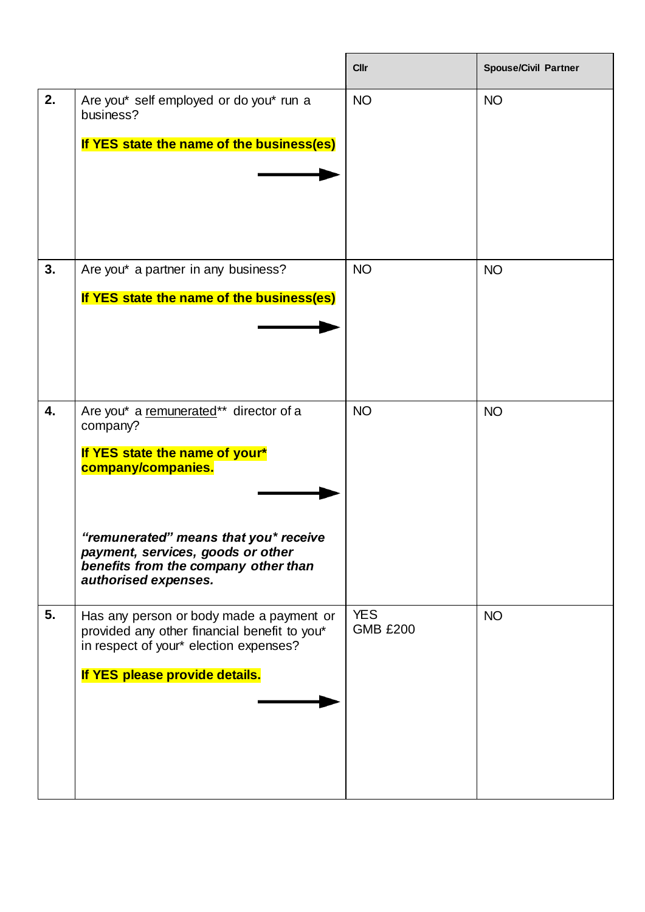| | | Cllr | Spouse/Civil Partner |
|---|---|---|---|
| **2.** | Are you* self employed or do you* run a business?<br><br>**If YES state the name of the business(es)** | NO | NO |
| **3.** | Are you* a partner in any business?<br><br>**If YES state the name of the business(es)** | NO | NO |
| **4.** | Are you* a remunerated** director of a company?<br><br>**If YES state the name of your* company/companies.**<br><br>***"remunerated" means that you* receive payment, services, goods or other benefits from the company other than authorised expenses.*** | NO | NO |
| **5.** | Has any person or body made a payment or provided any other financial benefit to you* in respect of your* election expenses?<br><br>**If YES please provide details.** | YES<br>GMB £200 | NO |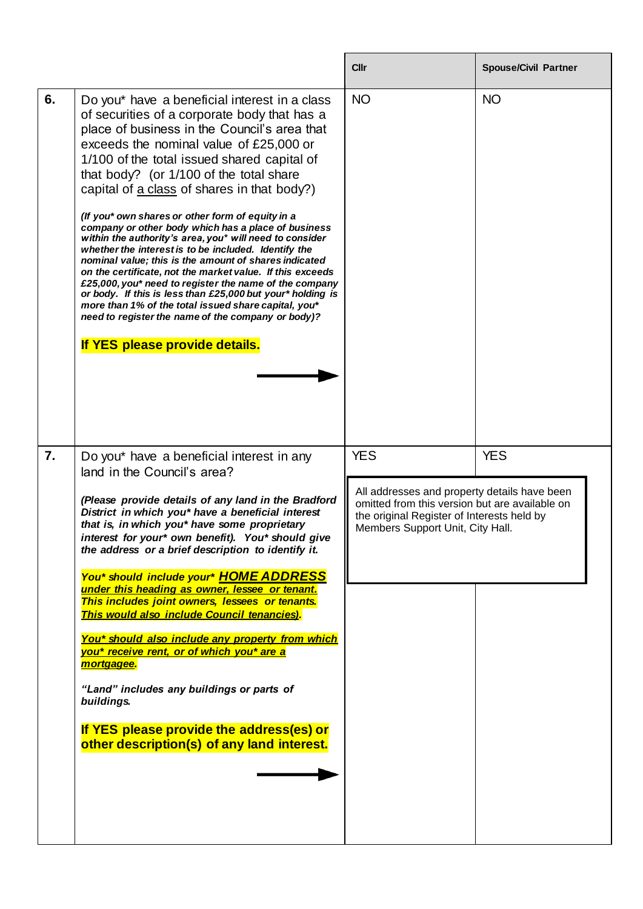| | | Cllr | Spouse/Civil Partner |
|---|---|---|---|
| **6.** | Do you* have a beneficial interest in a class of securities of a corporate body that has a place of business in the Council's area that exceeds the nominal value of £25,000 or 1/100 of the total issued shared capital of that body? (or 1/100 of the total share capital of a class of shares in that body?)<br><br>***(If you* own shares or other form of equity in a company or other body which has a place of business within the authority's area, you* will need to consider whether the interest is to be included. Identify the nominal value; this is the amount of shares indicated on the certificate, not the market value. If this exceeds £25,000, you* need to register the name of the company or body. If this is less than £25,000 but your* holding is more than 1% of the total issued share capital, you* need to register the name of the company or body)?***<br><br>**If YES please provide details.** → | NO | NO |
| **7.** | Do you* have a beneficial interest in any land in the Council's area?<br><br>***(Please provide details of any land in the Bradford District in which you* have a beneficial interest that is, in which you* have some proprietary interest for your* own benefit). You* should give the address or a brief description to identify it.***<br><br>***You* should include your* HOME ADDRESS under this heading as owner, lessee or tenant. This includes joint owners, lessees or tenants. This would also include Council tenancies).***<br><br>***You* should also include any property from which you* receive rent, or of which you* are a mortgagee.***<br><br>***"Land" includes any buildings or parts of buildings.***<br><br>**If YES please provide the address(es) or other description(s) of any land interest.** → | YES<br><br>All addresses and property details have been omitted from this version but are available on the original Register of Interests held by Members Support Unit, City Hall. | YES |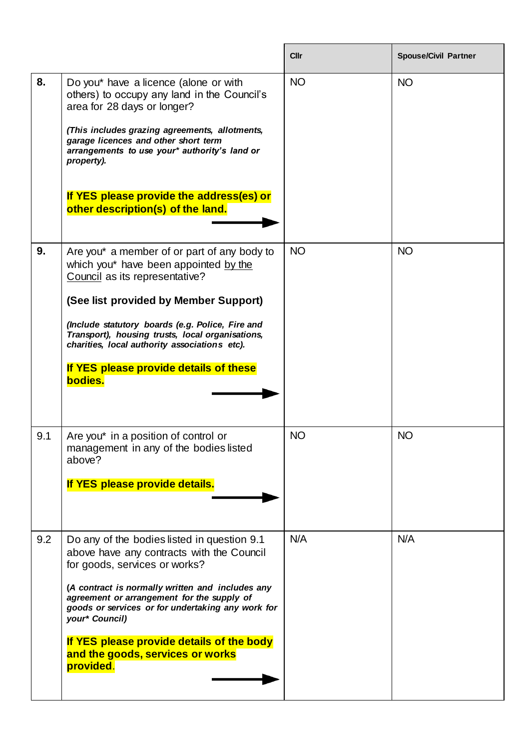| | | Cllr | Spouse/Civil Partner |
|---|---|---|---|
| **8.** | Do you* have a licence (alone or with others) to occupy any land in the Council's area for 28 days or longer?<br><br>***(This includes grazing agreements, allotments, garage licences and other short term arrangements to use your* authority's land or property).***<br><br>**If YES please provide the address(es) or other description(s) of the land.** | NO | NO |
| **9.** | Are you* a member of or part of any body to which you* have been appointed by the Council as its representative?<br><br>**(See list provided by Member Support)**<br><br>***(Include statutory boards (e.g. Police, Fire and Transport), housing trusts, local organisations, charities, local authority associations etc).***<br><br>**If YES please provide details of these bodies.** | NO | NO |
| 9.1 | Are you* in a position of control or management in any of the bodies listed above?<br><br>**If YES please provide details.** | NO | NO |
| 9.2 | Do any of the bodies listed in question 9.1 above have any contracts with the Council for goods, services or works?<br><br>***(A contract is normally written and includes any agreement or arrangement for the supply of goods or services or for undertaking any work for your* Council)***<br><br>**If YES please provide details of the body and the goods, services or works provided**. | N/A | N/A |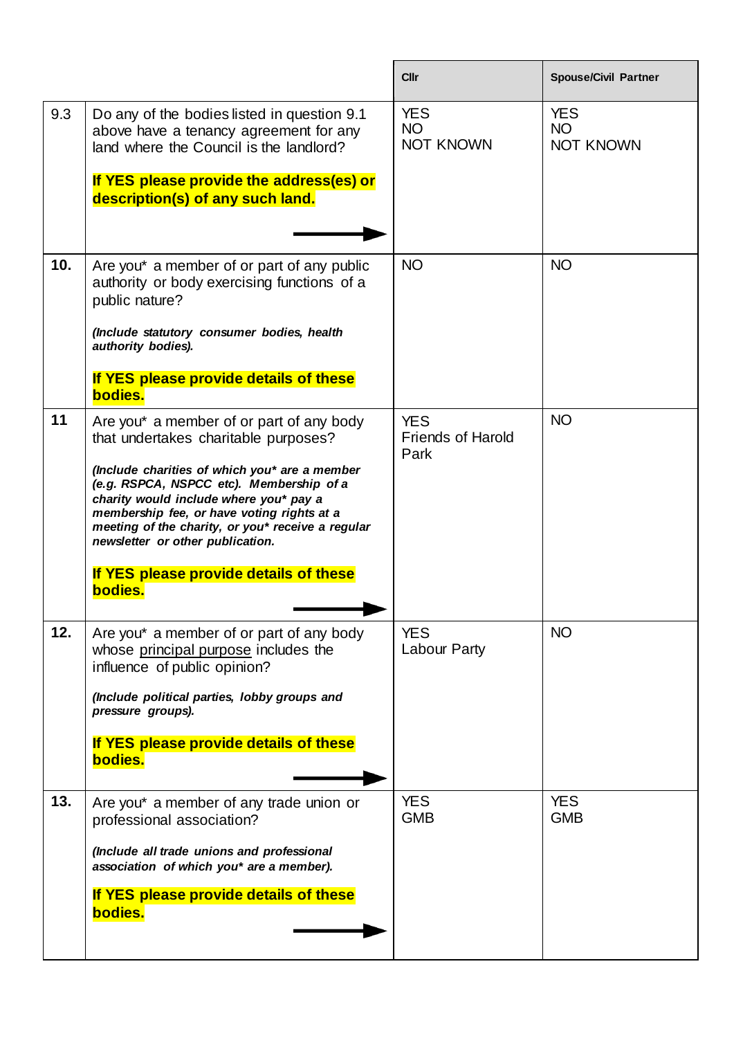| | | Cllr | Spouse/Civil Partner |
|---|---|---|---|
| 9.3 | Do any of the bodies listed in question 9.1 above have a tenancy agreement for any land where the Council is the landlord?<br><br>**If YES please provide the address(es) or description(s) of any such land.** | YES<br>NO<br>NOT KNOWN | YES<br>NO<br>NOT KNOWN |
| **10.** | Are you* a member of or part of any public authority or body exercising functions of a public nature?<br><br>***(Include statutory consumer bodies, health authority bodies).***<br><br>**If YES please provide details of these bodies.** | NO | NO |
| **11** | Are you* a member of or part of any body that undertakes charitable purposes?<br><br>***(Include charities of which you* are a member (e.g. RSPCA, NSPCC etc). Membership of a charity would include where you* pay a membership fee, or have voting rights at a meeting of the charity, or you* receive a regular newsletter or other publication.***<br><br>**If YES please provide details of these bodies.** | YES<br>Friends of Harold Park | NO |
| **12.** | Are you* a member of or part of any body whose principal purpose includes the influence of public opinion?<br><br>***(Include political parties, lobby groups and pressure groups).***<br><br>**If YES please provide details of these bodies.** | YES<br>Labour Party | NO |
| **13.** | Are you* a member of any trade union or professional association?<br><br>***(Include all trade unions and professional association of which you* are a member).***<br><br>**If YES please provide details of these bodies.** | YES<br>GMB | YES<br>GMB |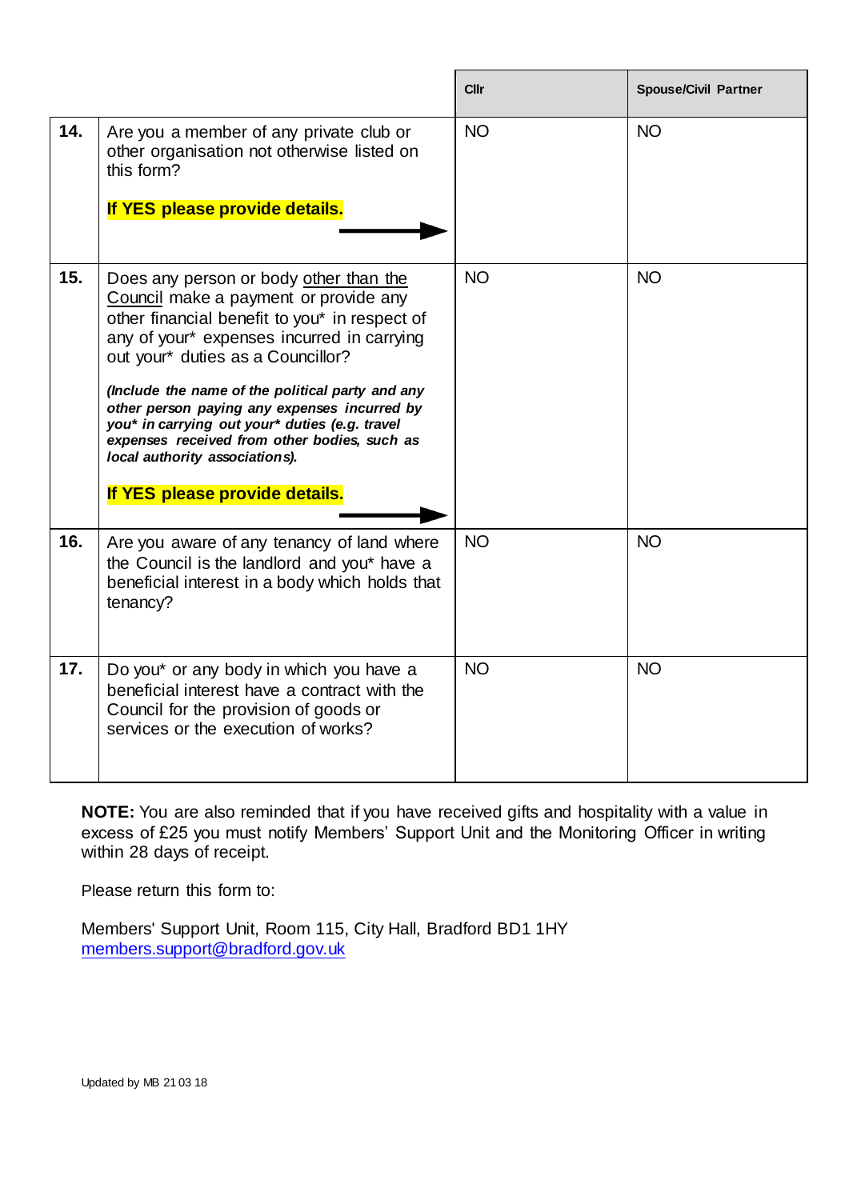| | | Cllr | Spouse/Civil Partner |
|---|---|---|---|
| **14.** | Are you a member of any private club or other organisation not otherwise listed on this form?<br><br>**If YES please provide details.** → | NO | NO |
| **15.** | Does any person or body other than the Council make a payment or provide any other financial benefit to you* in respect of any of your* expenses incurred in carrying out your* duties as a Councillor?<br><br>***(Include the name of the political party and any other person paying any expenses incurred by you* in carrying out your* duties (e.g. travel expenses received from other bodies, such as local authority associations).***<br><br>**If YES please provide details.** → | NO | NO |
| **16.** | Are you aware of any tenancy of land where the Council is the landlord and you* have a beneficial interest in a body which holds that tenancy? | NO | NO |
| **17.** | Do you* or any body in which you have a beneficial interest have a contract with the Council for the provision of goods or services or the execution of works? | NO | NO |

**NOTE:** You are also reminded that if you have received gifts and hospitality with a value in excess of £25 you must notify Members' Support Unit and the Monitoring Officer in writing within 28 days of receipt.

Please return this form to:

Members' Support Unit, Room 115, City Hall, Bradford BD1 1HY
members.support@bradford.gov.uk

Updated by MB 21 03 18